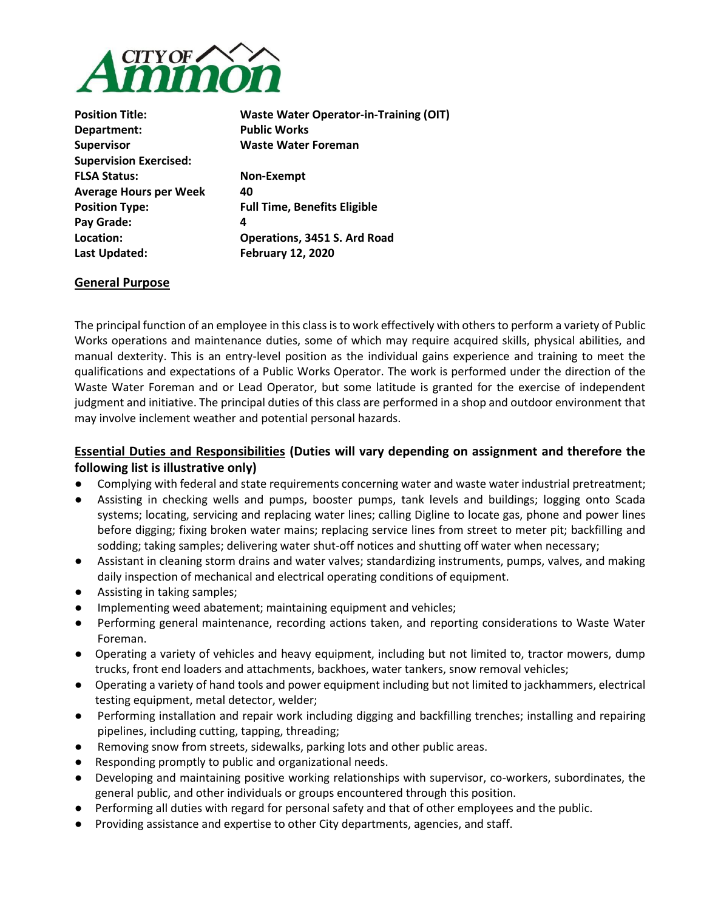CITY OF Ammon

| | |
|---|---|
| **Position Title:** | **Waste Water Operator-in-Training (OIT)** |
| **Department:** | **Public Works** |
| **Supervisor** | **Waste Water Foreman** |
| **Supervision Exercised:** | |
| **FLSA Status:** | **Non-Exempt** |
| **Average Hours per Week** | **40** |
| **Position Type:** | **Full Time, Benefits Eligible** |
| **Pay Grade:** | **4** |
| **Location:** | **Operations, 3451 S. Ard Road** |
| **Last Updated:** | **February 12, 2020** |

## General Purpose

The principal function of an employee in this class is to work effectively with others to perform a variety of Public Works operations and maintenance duties, some of which may require acquired skills, physical abilities, and manual dexterity. This is an entry-level position as the individual gains experience and training to meet the qualifications and expectations of a Public Works Operator. The work is performed under the direction of the Waste Water Foreman and or Lead Operator, but some latitude is granted for the exercise of independent judgment and initiative. The principal duties of this class are performed in a shop and outdoor environment that may involve inclement weather and potential personal hazards.

## Essential Duties and Responsibilities (Duties will vary depending on assignment and therefore the following list is illustrative only)

- Complying with federal and state requirements concerning water and waste water industrial pretreatment;
- Assisting in checking wells and pumps, booster pumps, tank levels and buildings; logging onto Scada systems; locating, servicing and replacing water lines; calling Digline to locate gas, phone and power lines before digging; fixing broken water mains; replacing service lines from street to meter pit; backfilling and sodding; taking samples; delivering water shut-off notices and shutting off water when necessary;
- Assistant in cleaning storm drains and water valves; standardizing instruments, pumps, valves, and making daily inspection of mechanical and electrical operating conditions of equipment.
- Assisting in taking samples;
- Implementing weed abatement; maintaining equipment and vehicles;
- Performing general maintenance, recording actions taken, and reporting considerations to Waste Water Foreman.
- Operating a variety of vehicles and heavy equipment, including but not limited to, tractor mowers, dump trucks, front end loaders and attachments, backhoes, water tankers, snow removal vehicles;
- Operating a variety of hand tools and power equipment including but not limited to jackhammers, electrical testing equipment, metal detector, welder;
- Performing installation and repair work including digging and backfilling trenches; installing and repairing pipelines, including cutting, tapping, threading;
- Removing snow from streets, sidewalks, parking lots and other public areas.
- Responding promptly to public and organizational needs.
- Developing and maintaining positive working relationships with supervisor, co-workers, subordinates, the general public, and other individuals or groups encountered through this position.
- Performing all duties with regard for personal safety and that of other employees and the public.
- Providing assistance and expertise to other City departments, agencies, and staff.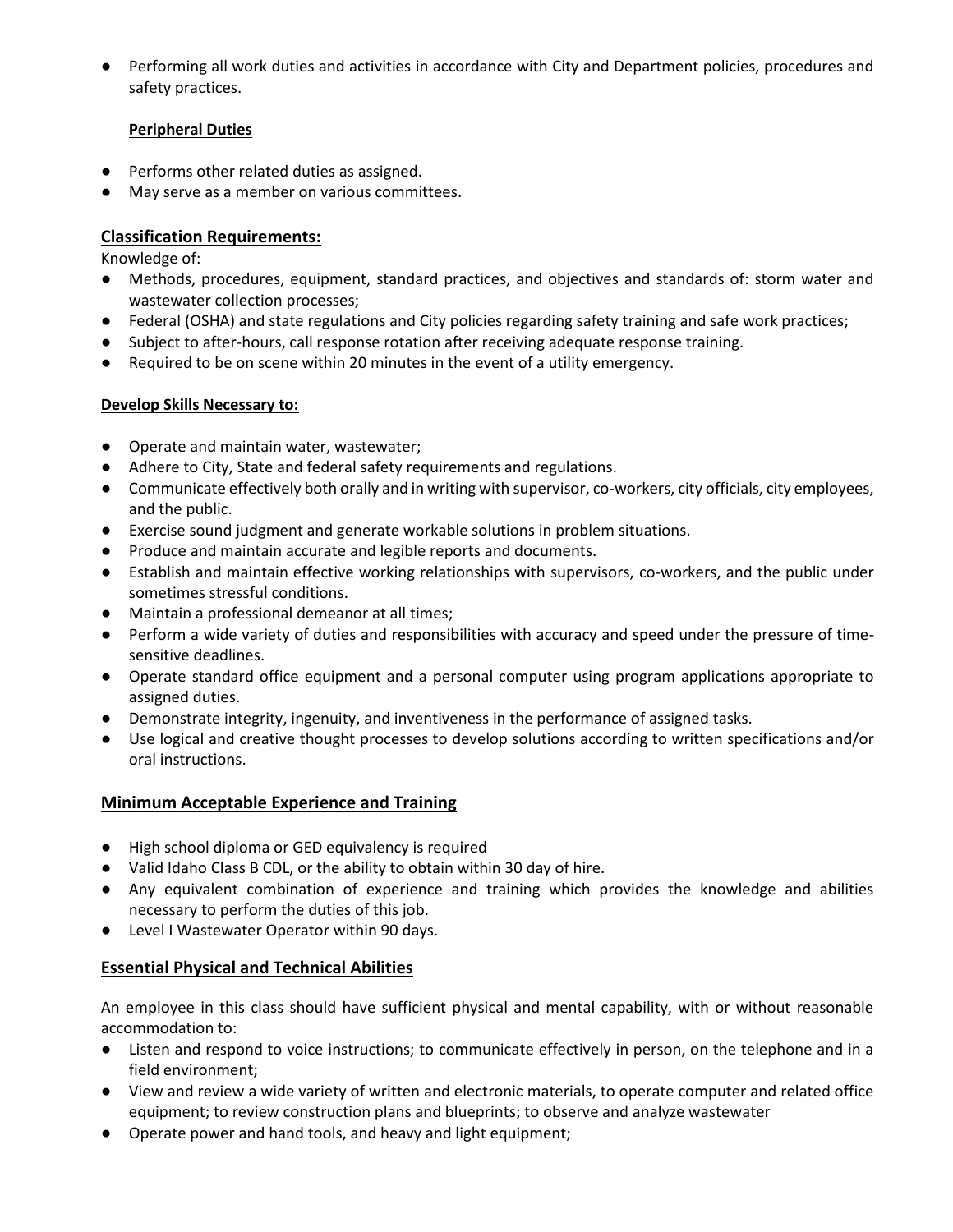- Performing all work duties and activities in accordance with City and Department policies, procedures and safety practices.

**Peripheral Duties**

- Performs other related duties as assigned.
- May serve as a member on various committees.

## Classification Requirements:

Knowledge of:

- Methods, procedures, equipment, standard practices, and objectives and standards of: storm water and wastewater collection processes;
- Federal (OSHA) and state regulations and City policies regarding safety training and safe work practices;
- Subject to after-hours, call response rotation after receiving adequate response training.
- Required to be on scene within 20 minutes in the event of a utility emergency.

**Develop Skills Necessary to:**

- Operate and maintain water, wastewater;
- Adhere to City, State and federal safety requirements and regulations.
- Communicate effectively both orally and in writing with supervisor, co-workers, city officials, city employees, and the public.
- Exercise sound judgment and generate workable solutions in problem situations.
- Produce and maintain accurate and legible reports and documents.
- Establish and maintain effective working relationships with supervisors, co-workers, and the public under sometimes stressful conditions.
- Maintain a professional demeanor at all times;
- Perform a wide variety of duties and responsibilities with accuracy and speed under the pressure of time-sensitive deadlines.
- Operate standard office equipment and a personal computer using program applications appropriate to assigned duties.
- Demonstrate integrity, ingenuity, and inventiveness in the performance of assigned tasks.
- Use logical and creative thought processes to develop solutions according to written specifications and/or oral instructions.

## Minimum Acceptable Experience and Training

- High school diploma or GED equivalency is required
- Valid Idaho Class B CDL, or the ability to obtain within 30 day of hire.
- Any equivalent combination of experience and training which provides the knowledge and abilities necessary to perform the duties of this job.
- Level I Wastewater Operator within 90 days.

## Essential Physical and Technical Abilities

An employee in this class should have sufficient physical and mental capability, with or without reasonable accommodation to:

- Listen and respond to voice instructions; to communicate effectively in person, on the telephone and in a field environment;
- View and review a wide variety of written and electronic materials, to operate computer and related office equipment; to review construction plans and blueprints; to observe and analyze wastewater
- Operate power and hand tools, and heavy and light equipment;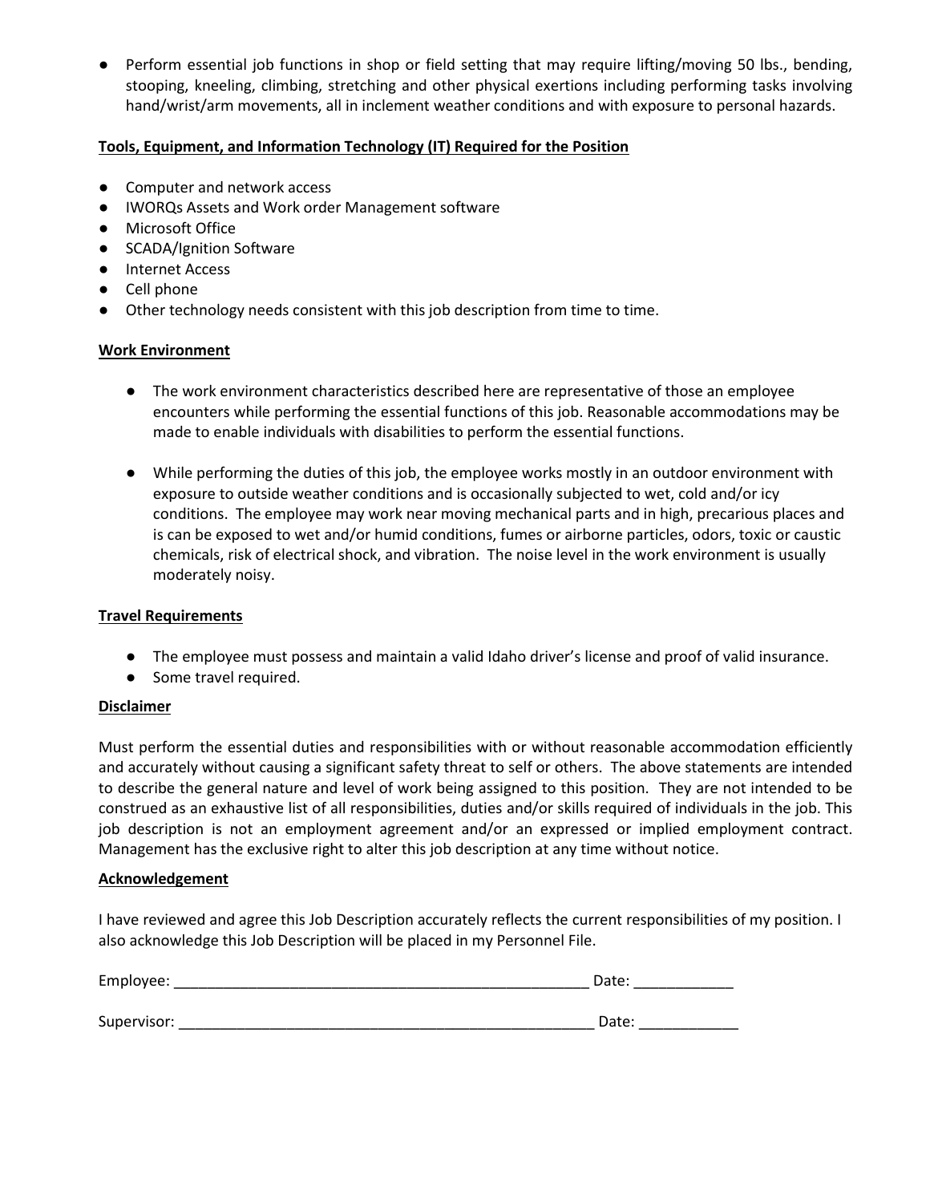- Perform essential job functions in shop or field setting that may require lifting/moving 50 lbs., bending, stooping, kneeling, climbing, stretching and other physical exertions including performing tasks involving hand/wrist/arm movements, all in inclement weather conditions and with exposure to personal hazards.

**Tools, Equipment, and Information Technology (IT) Required for the Position**

- Computer and network access
- IWORQs Assets and Work order Management software
- Microsoft Office
- SCADA/Ignition Software
- Internet Access
- Cell phone
- Other technology needs consistent with this job description from time to time.

**Work Environment**

- The work environment characteristics described here are representative of those an employee encounters while performing the essential functions of this job. Reasonable accommodations may be made to enable individuals with disabilities to perform the essential functions.

- While performing the duties of this job, the employee works mostly in an outdoor environment with exposure to outside weather conditions and is occasionally subjected to wet, cold and/or icy conditions. The employee may work near moving mechanical parts and in high, precarious places and is can be exposed to wet and/or humid conditions, fumes or airborne particles, odors, toxic or caustic chemicals, risk of electrical shock, and vibration. The noise level in the work environment is usually moderately noisy.

**Travel Requirements**

- The employee must possess and maintain a valid Idaho driver's license and proof of valid insurance.
- Some travel required.

**Disclaimer**

Must perform the essential duties and responsibilities with or without reasonable accommodation efficiently and accurately without causing a significant safety threat to self or others. The above statements are intended to describe the general nature and level of work being assigned to this position. They are not intended to be construed as an exhaustive list of all responsibilities, duties and/or skills required of individuals in the job. This job description is not an employment agreement and/or an expressed or implied employment contract. Management has the exclusive right to alter this job description at any time without notice.

**Acknowledgement**

I have reviewed and agree this Job Description accurately reflects the current responsibilities of my position. I also acknowledge this Job Description will be placed in my Personnel File.

Employee: ____________________________________________________ Date: ____________

Supervisor: ____________________________________________________ Date: ____________